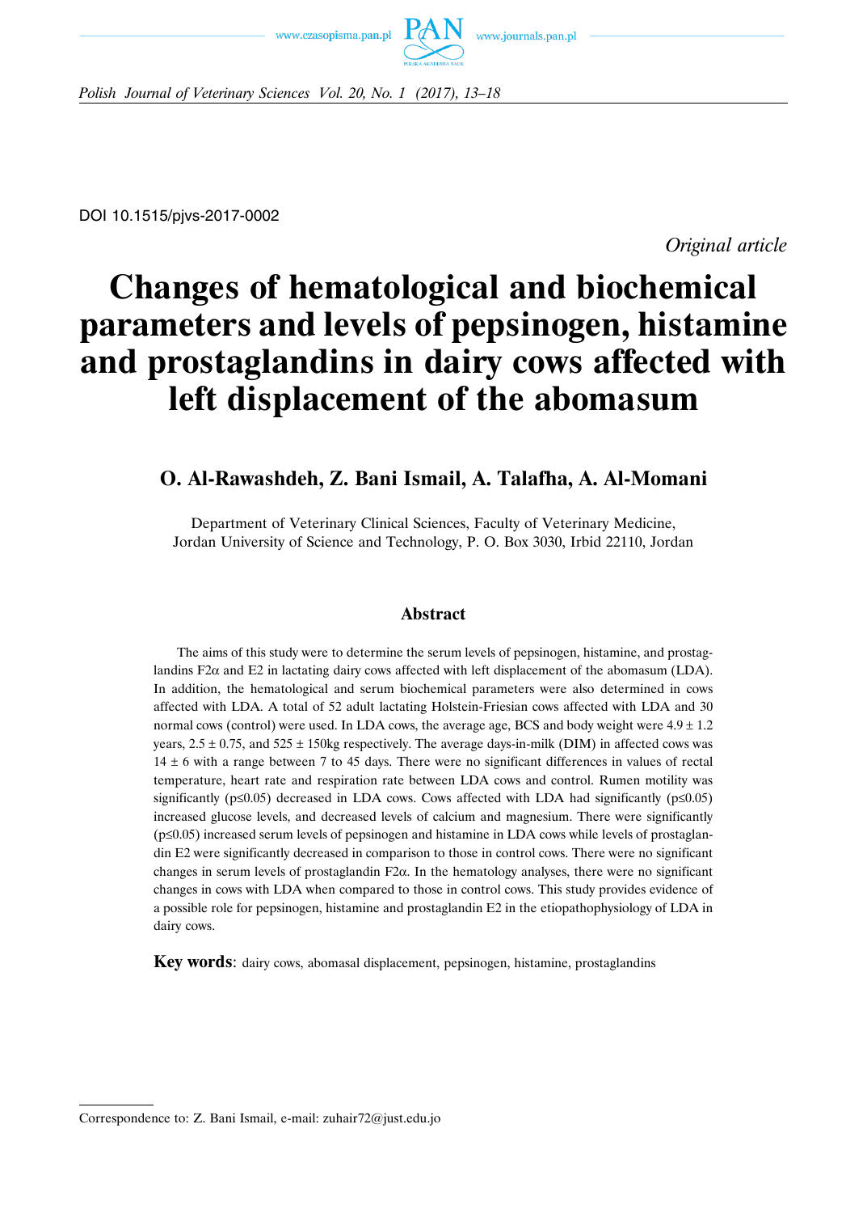DOI 10.1515/pjvs-2017-0002

*Original article*

# Changes of hematological and biochemical parameters and levels of pepsinogen, histamine and prostaglandins in dairy cows affected with left displacement of the abomasum

## O. Al-Rawashdeh, Z. Bani Ismail, A. Talafha, A. Al-Momani

Department of Veterinary Clinical Sciences, Faculty of Veterinary Medicine, Jordan University of Science and Technology, P. O. Box 3030, Irbid 22110, Jordan

### Abstract

The aims of this study were to determine the serum levels of pepsinogen, histamine, and prostaglandins F2α and E2 in lactating dairy cows affected with left displacement of the abomasum (LDA). In addition, the hematological and serum biochemical parameters were also determined in cows affected with LDA. A total of 52 adult lactating Holstein-Friesian cows affected with LDA and 30 normal cows (control) were used. In LDA cows, the average age, BCS and body weight were $4.9 \pm 1.2$ years, $2.5 \pm 0.75$, and $525 \pm 150$kg respectively. The average days-in-milk (DIM) in affected cows was $14 \pm 6$ with a range between 7 to 45 days. There were no significant differences in values of rectal temperature, heart rate and respiration rate between LDA cows and control. Rumen motility was significantly ($p \leq 0.05$) decreased in LDA cows. Cows affected with LDA had significantly ($p \leq 0.05$) increased glucose levels, and decreased levels of calcium and magnesium. There were significantly ($p \leq 0.05$) increased serum levels of pepsinogen and histamine in LDA cows while levels of prostaglandin E2 were significantly decreased in comparison to those in control cows. There were no significant changes in serum levels of prostaglandin F2α. In the hematology analyses, there were no significant changes in cows with LDA when compared to those in control cows. This study provides evidence of a possible role for pepsinogen, histamine and prostaglandin E2 in the etiopathophysiology of LDA in dairy cows.

**Key words**: dairy cows, abomasal displacement, pepsinogen, histamine, prostaglandins

---

Correspondence to: Z. Bani Ismail, e-mail: zuhair72@just.edu.jo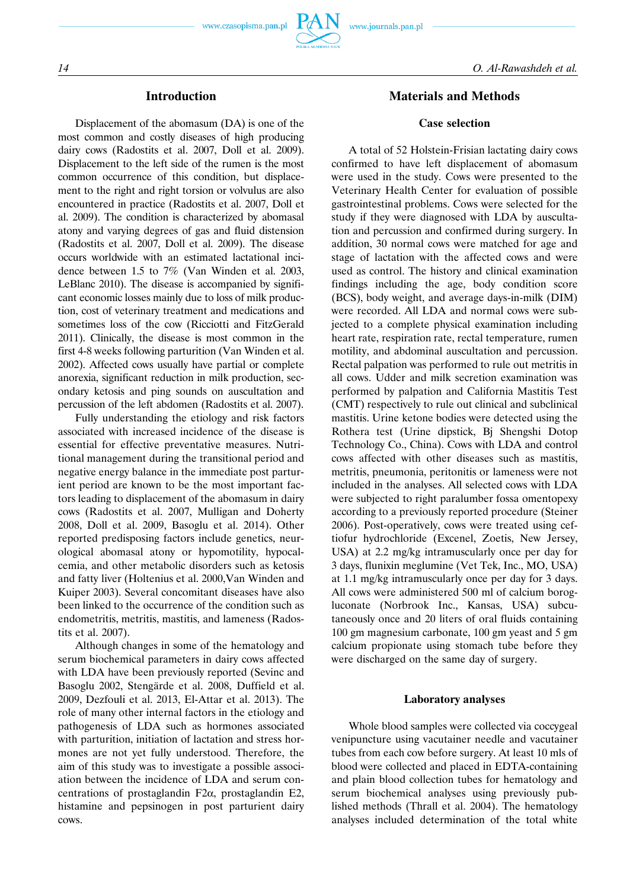## Introduction

Displacement of the abomasum (DA) is one of the most common and costly diseases of high producing dairy cows (Radostits et al. 2007, Doll et al. 2009). Displacement to the left side of the rumen is the most common occurrence of this condition, but displacement to the right and right torsion or volvulus are also encountered in practice (Radostits et al. 2007, Doll et al. 2009). The condition is characterized by abomasal atony and varying degrees of gas and fluid distension (Radostits et al. 2007, Doll et al. 2009). The disease occurs worldwide with an estimated lactational incidence between 1.5 to 7% (Van Winden et al. 2003, LeBlanc 2010). The disease is accompanied by significant economic losses mainly due to loss of milk production, cost of veterinary treatment and medications and sometimes loss of the cow (Ricciotti and FitzGerald 2011). Clinically, the disease is most common in the first 4-8 weeks following parturition (Van Winden et al. 2002). Affected cows usually have partial or complete anorexia, significant reduction in milk production, secondary ketosis and ping sounds on auscultation and percussion of the left abdomen (Radostits et al. 2007).

Fully understanding the etiology and risk factors associated with increased incidence of the disease is essential for effective preventative measures. Nutritional management during the transitional period and negative energy balance in the immediate post parturient period are known to be the most important factors leading to displacement of the abomasum in dairy cows (Radostits et al. 2007, Mulligan and Doherty 2008, Doll et al. 2009, Basoglu et al. 2014). Other reported predisposing factors include genetics, neurological abomasal atony or hypomotility, hypocalcemia, and other metabolic disorders such as ketosis and fatty liver (Holtenius et al. 2000,Van Winden and Kuiper 2003). Several concomitant diseases have also been linked to the occurrence of the condition such as endometritis, metritis, mastitis, and lameness (Radostits et al. 2007).

Although changes in some of the hematology and serum biochemical parameters in dairy cows affected with LDA have been previously reported (Sevinc and Basoglu 2002, Stengärde et al. 2008, Duffield et al. 2009, Dezfouli et al. 2013, El-Attar et al. 2013). The role of many other internal factors in the etiology and pathogenesis of LDA such as hormones associated with parturition, initiation of lactation and stress hormones are not yet fully understood. Therefore, the aim of this study was to investigate a possible association between the incidence of LDA and serum concentrations of prostaglandin F2α, prostaglandin E2, histamine and pepsinogen in post parturient dairy cows.

## Materials and Methods

### Case selection

A total of 52 Holstein-Frisian lactating dairy cows confirmed to have left displacement of abomasum were used in the study. Cows were presented to the Veterinary Health Center for evaluation of possible gastrointestinal problems. Cows were selected for the study if they were diagnosed with LDA by auscultation and percussion and confirmed during surgery. In addition, 30 normal cows were matched for age and stage of lactation with the affected cows and were used as control. The history and clinical examination findings including the age, body condition score (BCS), body weight, and average days-in-milk (DIM) were recorded. All LDA and normal cows were subjected to a complete physical examination including heart rate, respiration rate, rectal temperature, rumen motility, and abdominal auscultation and percussion. Rectal palpation was performed to rule out metritis in all cows. Udder and milk secretion examination was performed by palpation and California Mastitis Test (CMT) respectively to rule out clinical and subclinical mastitis. Urine ketone bodies were detected using the Rothera test (Urine dipstick, Bj Shengshi Dotop Technology Co., China). Cows with LDA and control cows affected with other diseases such as mastitis, metritis, pneumonia, peritonitis or lameness were not included in the analyses. All selected cows with LDA were subjected to right paralumber fossa omentopexy according to a previously reported procedure (Steiner 2006). Post-operatively, cows were treated using ceftiofur hydrochloride (Excenel, Zoetis, New Jersey, USA) at 2.2 mg/kg intramuscularly once per day for 3 days, flunixin meglumine (Vet Tek, Inc., MO, USA) at 1.1 mg/kg intramuscularly once per day for 3 days. All cows were administered 500 ml of calcium borogluconate (Norbrook Inc., Kansas, USA) subcutaneously once and 20 liters of oral fluids containing 100 gm magnesium carbonate, 100 gm yeast and 5 gm calcium propionate using stomach tube before they were discharged on the same day of surgery.

### Laboratory analyses

Whole blood samples were collected via coccygeal venipuncture using vacutainer needle and vacutainer tubes from each cow before surgery. At least 10 mls of blood were collected and placed in EDTA-containing and plain blood collection tubes for hematology and serum biochemical analyses using previously published methods (Thrall et al. 2004). The hematology analyses included determination of the total white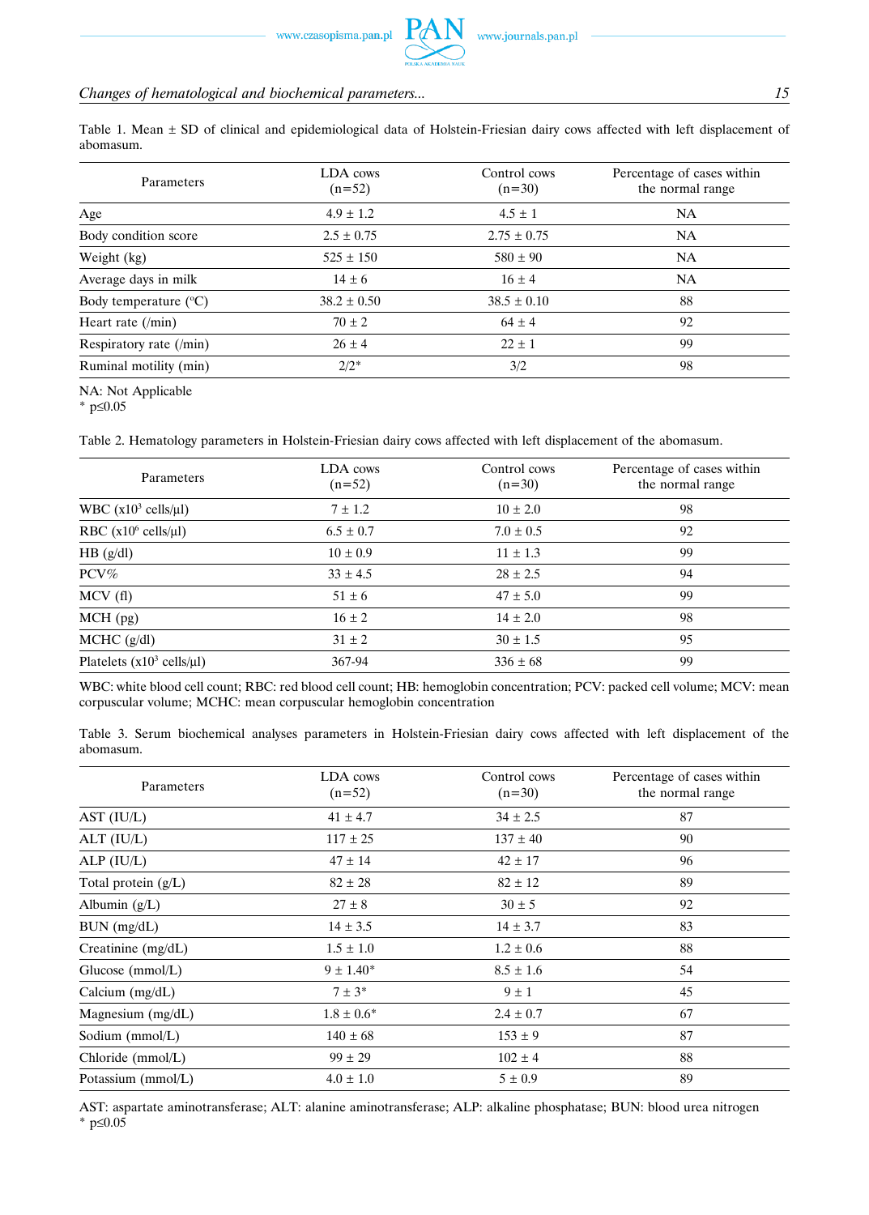Table 1. Mean ± SD of clinical and epidemiological data of Holstein-Friesian dairy cows affected with left displacement of abomasum.

| Parameters | LDA cows (n=52) | Control cows (n=30) | Percentage of cases within the normal range |
|---|---|---|---|
| Age | 4.9 ± 1.2 | 4.5 ± 1 | NA |
| Body condition score | 2.5 ± 0.75 | 2.75 ± 0.75 | NA |
| Weight (kg) | 525 ± 150 | 580 ± 90 | NA |
| Average days in milk | 14 ± 6 | 16 ± 4 | NA |
| Body temperature (°C) | 38.2 ± 0.50 | 38.5 ± 0.10 | 88 |
| Heart rate (/min) | 70 ± 2 | 64 ± 4 | 92 |
| Respiratory rate (/min) | 26 ± 4 | 22 ± 1 | 99 |
| Ruminal motility (min) | 2/2* | 3/2 | 98 |

NA: Not Applicable
* $p \leq 0.05$

Table 2. Hematology parameters in Holstein-Friesian dairy cows affected with left displacement of the abomasum.

| Parameters | LDA cows (n=52) | Control cows (n=30) | Percentage of cases within the normal range |
|---|---|---|---|
| WBC ($x10^3$ cells/µl) | 7 ± 1.2 | 10 ± 2.0 | 98 |
| RBC ($x10^6$ cells/µl) | 6.5 ± 0.7 | 7.0 ± 0.5 | 92 |
| HB (g/dl) | 10 ± 0.9 | 11 ± 1.3 | 99 |
| PCV% | 33 ± 4.5 | 28 ± 2.5 | 94 |
| MCV (fl) | 51 ± 6 | 47 ± 5.0 | 99 |
| MCH (pg) | 16 ± 2 | 14 ± 2.0 | 98 |
| MCHC (g/dl) | 31 ± 2 | 30 ± 1.5 | 95 |
| Platelets ($x10^3$ cells/µl) | 367-94 | 336 ± 68 | 99 |

WBC: white blood cell count; RBC: red blood cell count; HB: hemoglobin concentration; PCV: packed cell volume; MCV: mean corpuscular volume; MCHC: mean corpuscular hemoglobin concentration

Table 3. Serum biochemical analyses parameters in Holstein-Friesian dairy cows affected with left displacement of the abomasum.

| Parameters | LDA cows (n=52) | Control cows (n=30) | Percentage of cases within the normal range |
|---|---|---|---|
| AST (IU/L) | 41 ± 4.7 | 34 ± 2.5 | 87 |
| ALT (IU/L) | 117 ± 25 | 137 ± 40 | 90 |
| ALP (IU/L) | 47 ± 14 | 42 ± 17 | 96 |
| Total protein (g/L) | 82 ± 28 | 82 ± 12 | 89 |
| Albumin (g/L) | 27 ± 8 | 30 ± 5 | 92 |
| BUN (mg/dL) | 14 ± 3.5 | 14 ± 3.7 | 83 |
| Creatinine (mg/dL) | 1.5 ± 1.0 | 1.2 ± 0.6 | 88 |
| Glucose (mmol/L) | 9 ± 1.40* | 8.5 ± 1.6 | 54 |
| Calcium (mg/dL) | 7 ± 3* | 9 ± 1 | 45 |
| Magnesium (mg/dL) | 1.8 ± 0.6* | 2.4 ± 0.7 | 67 |
| Sodium (mmol/L) | 140 ± 68 | 153 ± 9 | 87 |
| Chloride (mmol/L) | 99 ± 29 | 102 ± 4 | 88 |
| Potassium (mmol/L) | 4.0 ± 1.0 | 5 ± 0.9 | 89 |

AST: aspartate aminotransferase; ALT: alanine aminotransferase; ALP: alkaline phosphatase; BUN: blood urea nitrogen
* $p \leq 0.05$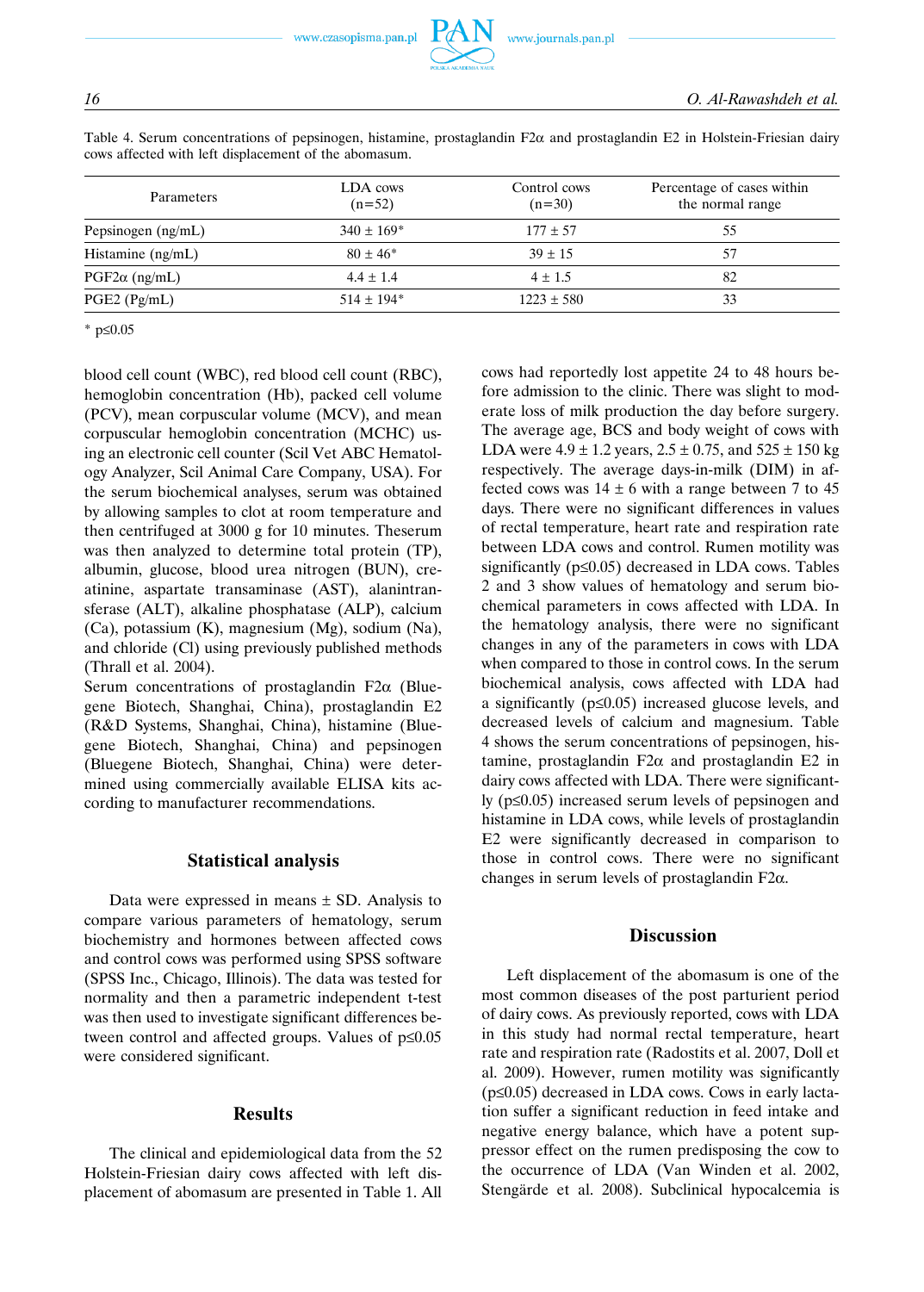Table 4. Serum concentrations of pepsinogen, histamine, prostaglandin F2α and prostaglandin E2 in Holstein-Friesian dairy cows affected with left displacement of the abomasum.

| Parameters | LDA cows (n=52) | Control cows (n=30) | Percentage of cases within the normal range |
|---|---|---|---|
| Pepsinogen (ng/mL) | 340 ± 169* | 177 ± 57 | 55 |
| Histamine (ng/mL) | 80 ± 46* | 39 ± 15 | 57 |
| PGF2α (ng/mL) | 4.4 ± 1.4 | 4 ± 1.5 | 82 |
| PGE2 (Pg/mL) | 514 ± 194* | 1223 ± 580 | 33 |

* p≤0.05

blood cell count (WBC), red blood cell count (RBC), hemoglobin concentration (Hb), packed cell volume (PCV), mean corpuscular volume (MCV), and mean corpuscular hemoglobin concentration (MCHC) using an electronic cell counter (Scil Vet ABC Hematology Analyzer, Scil Animal Care Company, USA). For the serum biochemical analyses, serum was obtained by allowing samples to clot at room temperature and then centrifuged at 3000 g for 10 minutes. Theserum was then analyzed to determine total protein (TP), albumin, glucose, blood urea nitrogen (BUN), creatinine, aspartate transaminase (AST), alanintransferase (ALT), alkaline phosphatase (ALP), calcium (Ca), potassium (K), magnesium (Mg), sodium (Na), and chloride (Cl) using previously published methods (Thrall et al. 2004).

Serum concentrations of prostaglandin F2α (Bluegene Biotech, Shanghai, China), prostaglandin E2 (R&D Systems, Shanghai, China), histamine (Bluegene Biotech, Shanghai, China) and pepsinogen (Bluegene Biotech, Shanghai, China) were determined using commercially available ELISA kits according to manufacturer recommendations.

## Statistical analysis

Data were expressed in means ± SD. Analysis to compare various parameters of hematology, serum biochemistry and hormones between affected cows and control cows was performed using SPSS software (SPSS Inc., Chicago, Illinois). The data was tested for normality and then a parametric independent t-test was then used to investigate significant differences between control and affected groups. Values of $p \leq 0.05$ were considered significant.

## Results

The clinical and epidemiological data from the 52 Holstein-Friesian dairy cows affected with left displacement of abomasum are presented in Table 1. All cows had reportedly lost appetite 24 to 48 hours before admission to the clinic. There was slight to moderate loss of milk production the day before surgery. The average age, BCS and body weight of cows with LDA were 4.9 ± 1.2 years, 2.5 ± 0.75, and 525 ± 150 kg respectively. The average days-in-milk (DIM) in affected cows was 14 ± 6 with a range between 7 to 45 days. There were no significant differences in values of rectal temperature, heart rate and respiration rate between LDA cows and control. Rumen motility was significantly ($p \leq 0.05$) decreased in LDA cows. Tables 2 and 3 show values of hematology and serum biochemical parameters in cows affected with LDA. In the hematology analysis, there were no significant changes in any of the parameters in cows with LDA when compared to those in control cows. In the serum biochemical analysis, cows affected with LDA had a significantly ($p \leq 0.05$) increased glucose levels, and decreased levels of calcium and magnesium. Table 4 shows the serum concentrations of pepsinogen, histamine, prostaglandin F2α and prostaglandin E2 in dairy cows affected with LDA. There were significantly ($p \leq 0.05$) increased serum levels of pepsinogen and histamine in LDA cows, while levels of prostaglandin E2 were significantly decreased in comparison to those in control cows. There were no significant changes in serum levels of prostaglandin F2α.

## Discussion

Left displacement of the abomasum is one of the most common diseases of the post parturient period of dairy cows. As previously reported, cows with LDA in this study had normal rectal temperature, heart rate and respiration rate (Radostits et al. 2007, Doll et al. 2009). However, rumen motility was significantly ($p \leq 0.05$) decreased in LDA cows. Cows in early lactation suffer a significant reduction in feed intake and negative energy balance, which have a potent suppressor effect on the rumen predisposing the cow to the occurrence of LDA (Van Winden et al. 2002, Stengärde et al. 2008). Subclinical hypocalcemia is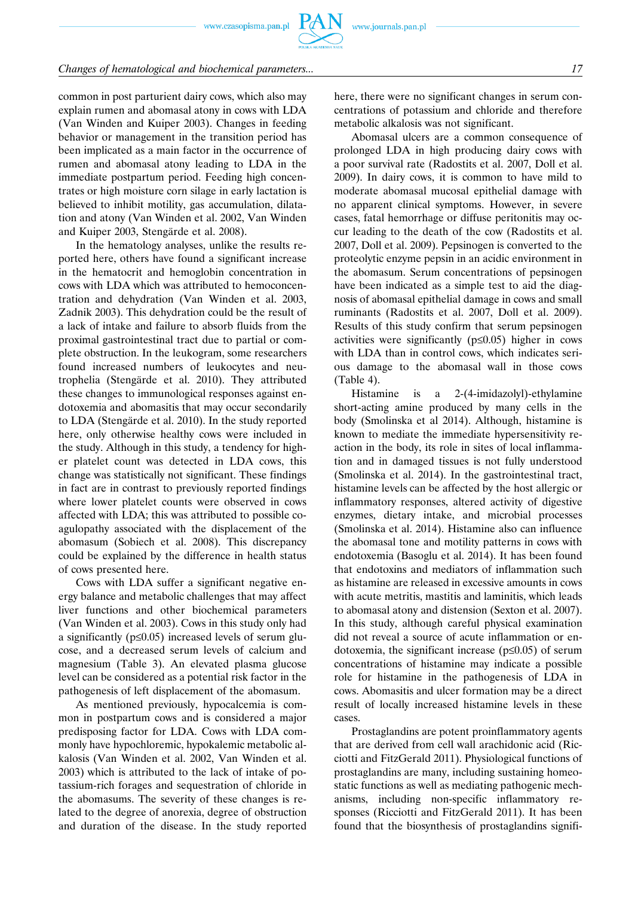common in post parturient dairy cows, which also may explain rumen and abomasal atony in cows with LDA (Van Winden and Kuiper 2003). Changes in feeding behavior or management in the transition period has been implicated as a main factor in the occurrence of rumen and abomasal atony leading to LDA in the immediate postpartum period. Feeding high concentrates or high moisture corn silage in early lactation is believed to inhibit motility, gas accumulation, dilatation and atony (Van Winden et al. 2002, Van Winden and Kuiper 2003, Stengärde et al. 2008).

In the hematology analyses, unlike the results reported here, others have found a significant increase in the hematocrit and hemoglobin concentration in cows with LDA which was attributed to hemoconcentration and dehydration (Van Winden et al. 2003, Zadnik 2003). This dehydration could be the result of a lack of intake and failure to absorb fluids from the proximal gastrointestinal tract due to partial or complete obstruction. In the leukogram, some researchers found increased numbers of leukocytes and neutrophelia (Stengärde et al. 2010). They attributed these changes to immunological responses against endotoxemia and abomasitis that may occur secondarily to LDA (Stengärde et al. 2010). In the study reported here, only otherwise healthy cows were included in the study. Although in this study, a tendency for higher platelet count was detected in LDA cows, this change was statistically not significant. These findings in fact are in contrast to previously reported findings where lower platelet counts were observed in cows affected with LDA; this was attributed to possible coagulopathy associated with the displacement of the abomasum (Sobiech et al. 2008). This discrepancy could be explained by the difference in health status of cows presented here.

Cows with LDA suffer a significant negative energy balance and metabolic challenges that may affect liver functions and other biochemical parameters (Van Winden et al. 2003). Cows in this study only had a significantly ($p \leq 0.05$) increased levels of serum glucose, and a decreased serum levels of calcium and magnesium (Table 3). An elevated plasma glucose level can be considered as a potential risk factor in the pathogenesis of left displacement of the abomasum.

As mentioned previously, hypocalcemia is common in postpartum cows and is considered a major predisposing factor for LDA. Cows with LDA commonly have hypochloremic, hypokalemic metabolic alkalosis (Van Winden et al. 2002, Van Winden et al. 2003) which is attributed to the lack of intake of potassium-rich forages and sequestration of chloride in the abomasums. The severity of these changes is related to the degree of anorexia, degree of obstruction and duration of the disease. In the study reported here, there were no significant changes in serum concentrations of potassium and chloride and therefore metabolic alkalosis was not significant.

Abomasal ulcers are a common consequence of prolonged LDA in high producing dairy cows with a poor survival rate (Radostits et al. 2007, Doll et al. 2009). In dairy cows, it is common to have mild to moderate abomasal mucosal epithelial damage with no apparent clinical symptoms. However, in severe cases, fatal hemorrhage or diffuse peritonitis may occur leading to the death of the cow (Radostits et al. 2007, Doll et al. 2009). Pepsinogen is converted to the proteolytic enzyme pepsin in an acidic environment in the abomasum. Serum concentrations of pepsinogen have been indicated as a simple test to aid the diagnosis of abomasal epithelial damage in cows and small ruminants (Radostits et al. 2007, Doll et al. 2009). Results of this study confirm that serum pepsinogen activities were significantly ($p \leq 0.05$) higher in cows with LDA than in control cows, which indicates serious damage to the abomasal wall in those cows (Table 4).

Histamine is a 2-(4-imidazolyl)-ethylamine short-acting amine produced by many cells in the body (Smolinska et al 2014). Although, histamine is known to mediate the immediate hypersensitivity reaction in the body, its role in sites of local inflammation and in damaged tissues is not fully understood (Smolinska et al. 2014). In the gastrointestinal tract, histamine levels can be affected by the host allergic or inflammatory responses, altered activity of digestive enzymes, dietary intake, and microbial processes (Smolinska et al. 2014). Histamine also can influence the abomasal tone and motility patterns in cows with endotoxemia (Basoglu et al. 2014). It has been found that endotoxins and mediators of inflammation such as histamine are released in excessive amounts in cows with acute metritis, mastitis and laminitis, which leads to abomasal atony and distension (Sexton et al. 2007). In this study, although careful physical examination did not reveal a source of acute inflammation or endotoxemia, the significant increase ($p \leq 0.05$) of serum concentrations of histamine may indicate a possible role for histamine in the pathogenesis of LDA in cows. Abomasitis and ulcer formation may be a direct result of locally increased histamine levels in these cases.

Prostaglandins are potent proinflammatory agents that are derived from cell wall arachidonic acid (Ricciotti and FitzGerald 2011). Physiological functions of prostaglandins are many, including sustaining homeostatic functions as well as mediating pathogenic mechanisms, including non-specific inflammatory responses (Ricciotti and FitzGerald 2011). It has been found that the biosynthesis of prostaglandins signifi-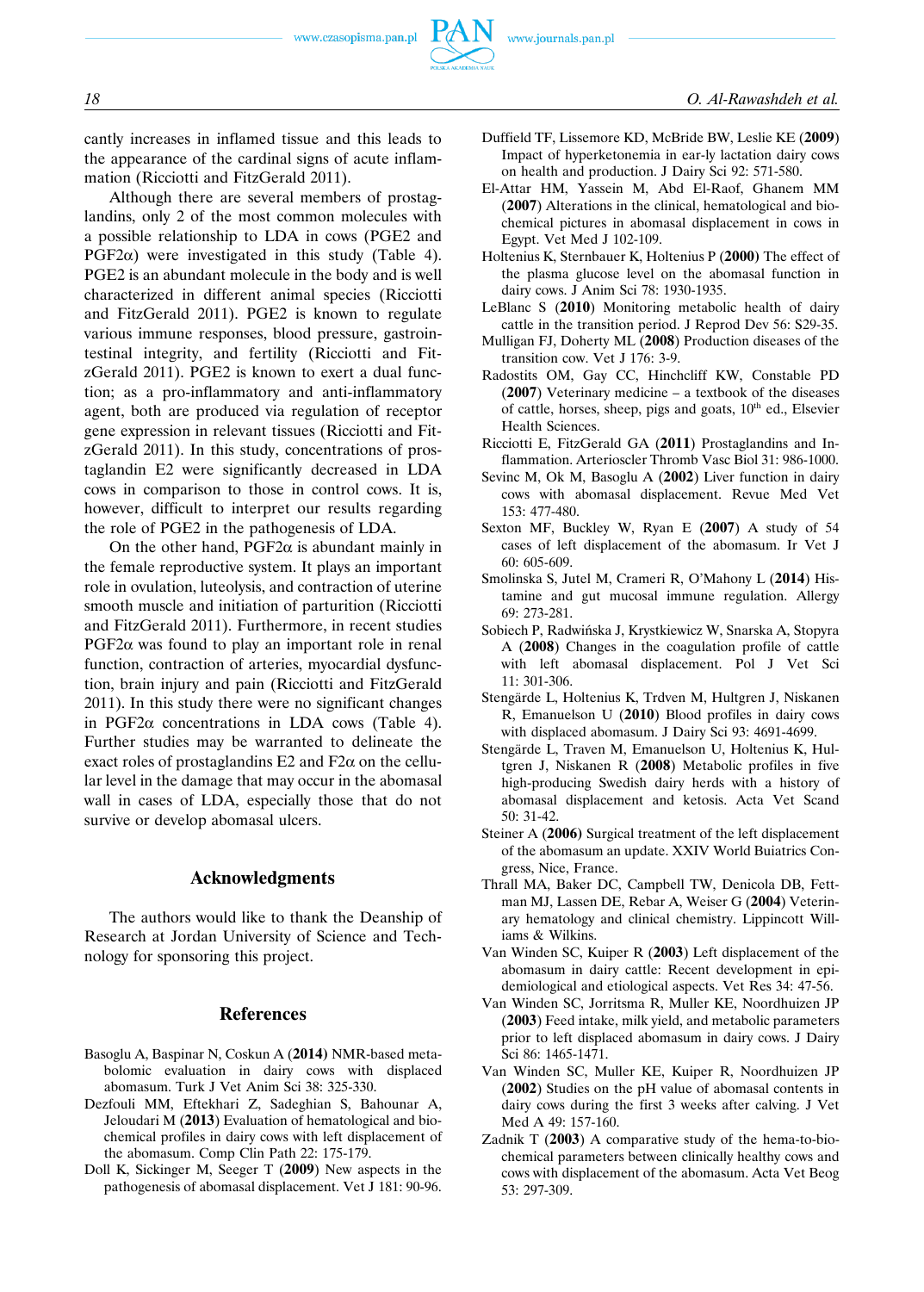cantly increases in inflamed tissue and this leads to the appearance of the cardinal signs of acute inflammation (Ricciotti and FitzGerald 2011).

Although there are several members of prostaglandins, only 2 of the most common molecules with a possible relationship to LDA in cows (PGE2 and PGF2$\alpha$) were investigated in this study (Table 4). PGE2 is an abundant molecule in the body and is well characterized in different animal species (Ricciotti and FitzGerald 2011). PGE2 is known to regulate various immune responses, blood pressure, gastrointestinal integrity, and fertility (Ricciotti and FitzGerald 2011). PGE2 is known to exert a dual function; as a pro-inflammatory and anti-inflammatory agent, both are produced via regulation of receptor gene expression in relevant tissues (Ricciotti and FitzGerald 2011). In this study, concentrations of prostaglandin E2 were significantly decreased in LDA cows in comparison to those in control cows. It is, however, difficult to interpret our results regarding the role of PGE2 in the pathogenesis of LDA.

On the other hand, PGF2$\alpha$ is abundant mainly in the female reproductive system. It plays an important role in ovulation, luteolysis, and contraction of uterine smooth muscle and initiation of parturition (Ricciotti and FitzGerald 2011). Furthermore, in recent studies PGF2$\alpha$ was found to play an important role in renal function, contraction of arteries, myocardial dysfunction, brain injury and pain (Ricciotti and FitzGerald 2011). In this study there were no significant changes in PGF2$\alpha$ concentrations in LDA cows (Table 4). Further studies may be warranted to delineate the exact roles of prostaglandins E2 and F2$\alpha$ on the cellular level in the damage that may occur in the abomasal wall in cases of LDA, especially those that do not survive or develop abomasal ulcers.

## Acknowledgments

The authors would like to thank the Deanship of Research at Jordan University of Science and Technology for sponsoring this project.

## References

Basoglu A, Baspinar N, Coskun A (**2014**) NMR-based metabolomic evaluation in dairy cows with displaced abomasum. Turk J Vet Anim Sci 38: 325-330.

Dezfouli MM, Eftekhari Z, Sadeghian S, Bahounar A, Jeloudari M (**2013**) Evaluation of hematological and biochemical profiles in dairy cows with left displacement of the abomasum. Comp Clin Path 22: 175-179.

Doll K, Sickinger M, Seeger T (**2009**) New aspects in the pathogenesis of abomasal displacement. Vet J 181: 90-96.

Duffield TF, Lissemore KD, McBride BW, Leslie KE (**2009**) Impact of hyperketonemia in ear-ly lactation dairy cows on health and production. J Dairy Sci 92: 571-580.

El-Attar HM, Yassein M, Abd El-Raof, Ghanem MM (**2007**) Alterations in the clinical, hematological and biochemical pictures in abomasal displacement in cows in Egypt. Vet Med J 102-109.

Holtenius K, Sternbauer K, Holtenius P (**2000**) The effect of the plasma glucose level on the abomasal function in dairy cows. J Anim Sci 78: 1930-1935.

LeBlanc S (**2010**) Monitoring metabolic health of dairy cattle in the transition period. J Reprod Dev 56: S29-35.

Mulligan FJ, Doherty ML (**2008**) Production diseases of the transition cow. Vet J 176: 3-9.

Radostits OM, Gay CC, Hinchcliff KW, Constable PD (**2007**) Veterinary medicine – a textbook of the diseases of cattle, horses, sheep, pigs and goats, 10th ed., Elsevier Health Sciences.

Ricciotti E, FitzGerald GA (**2011**) Prostaglandins and Inflammation. Arterioscler Thromb Vasc Biol 31: 986-1000.

Sevinc M, Ok M, Basoglu A (**2002**) Liver function in dairy cows with abomasal displacement. Revue Med Vet 153: 477-480.

Sexton MF, Buckley W, Ryan E (**2007**) A study of 54 cases of left displacement of the abomasum. Ir Vet J 60: 605-609.

Smolinska S, Jutel M, Crameri R, O'Mahony L (**2014**) Histamine and gut mucosal immune regulation. Allergy 69: 273-281.

Sobiech P, Radwińska J, Krystkiewicz W, Snarska A, Stopyra A (**2008**) Changes in the coagulation profile of cattle with left abomasal displacement. Pol J Vet Sci 11: 301-306.

Stengärde L, Holtenius K, Trdven M, Hultgren J, Niskanen R, Emanuelson U (**2010**) Blood profiles in dairy cows with displaced abomasum. J Dairy Sci 93: 4691-4699.

Stengärde L, Traven M, Emanuelson U, Holtenius K, Hultgren J, Niskanen R (**2008**) Metabolic profiles in five high-producing Swedish dairy herds with a history of abomasal displacement and ketosis. Acta Vet Scand 50: 31-42.

Steiner A (**2006**) Surgical treatment of the left displacement of the abomasum an update. XXIV World Buiatrics Congress, Nice, France.

Thrall MA, Baker DC, Campbell TW, Denicola DB, Fettman MJ, Lassen DE, Rebar A, Weiser G (**2004**) Veterinary hematology and clinical chemistry. Lippincott Williams & Wilkins.

Van Winden SC, Kuiper R (**2003**) Left displacement of the abomasum in dairy cattle: Recent development in epidemiological and etiological aspects. Vet Res 34: 47-56.

Van Winden SC, Jorritsma R, Muller KE, Noordhuizen JP (**2003**) Feed intake, milk yield, and metabolic parameters prior to left displaced abomasum in dairy cows. J Dairy Sci 86: 1465-1471.

Van Winden SC, Muller KE, Kuiper R, Noordhuizen JP (**2002**) Studies on the pH value of abomasal contents in dairy cows during the first 3 weeks after calving. J Vet Med A 49: 157-160.

Zadnik T (**2003**) A comparative study of the hema-to-biochemical parameters between clinically healthy cows and cows with displacement of the abomasum. Acta Vet Beog 53: 297-309.